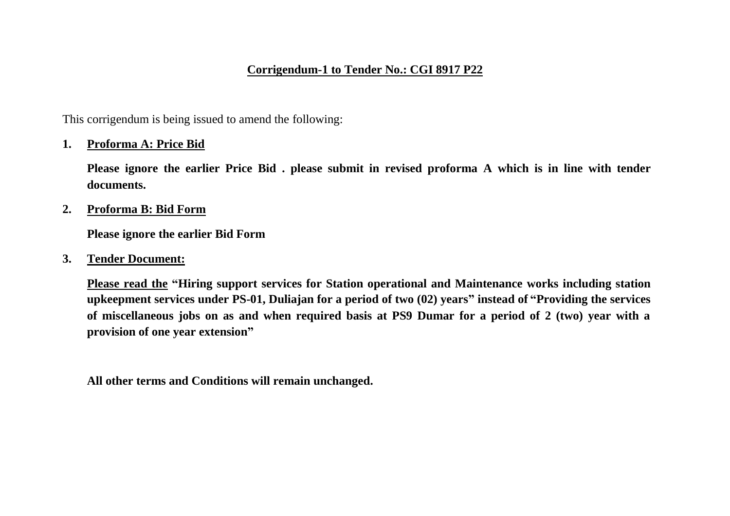# Corrigendum-1 to Tender No.: CGI 8917 P22

This corrigendum is being issued to amend the following:

1. **Proforma A: Price Bid**

   **Please ignore the earlier Price Bid . please submit in revised proforma A which is in line with tender documents.**

2. **Proforma B: Bid Form**

   **Please ignore the earlier Bid Form**

3. **Tender Document:**

   **Please read the "Hiring support services for Station operational and Maintenance works including station upkeepment services under PS-01, Duliajan for a period of two (02) years" instead of "Providing the services of miscellaneous jobs on as and when required basis at PS9 Dumar for a period of 2 (two) year with a provision of one year extension"**

**All other terms and Conditions will remain unchanged.**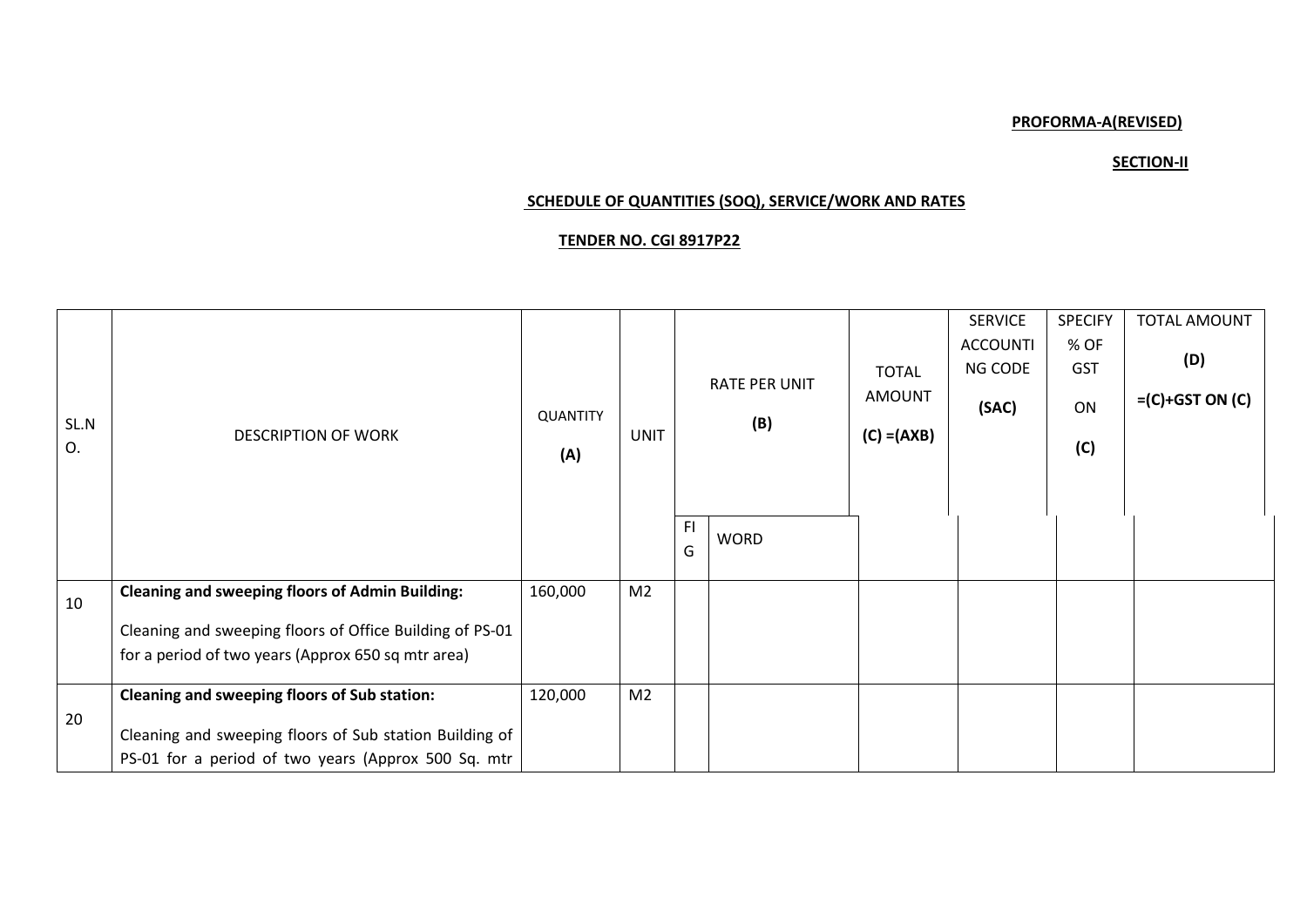**PROFORMA-A(REVISED)**

**SECTION-II**

**SCHEDULE OF QUANTITIES (SOQ), SERVICE/WORK AND RATES**

**TENDER NO. CGI 8917P22**

| SL.NO. | DESCRIPTION OF WORK | QUANTITY (A) | UNIT | RATE PER UNIT (B) | | TOTAL AMOUNT (C) =(AXB) | SERVICE ACCOUNTING CODE (SAC) | SPECIFY % OF GST ON (C) | TOTAL AMOUNT (D) =(C)+GST ON (C) |
|---|---|---|---|---|---|---|---|---|---|
| | | | | FIG | WORD | | | | |
| 10 | **Cleaning and sweeping floors of Admin Building:** Cleaning and sweeping floors of Office Building of PS-01 for a period of two years (Approx 650 sq mtr area) | 160,000 | M2 | | | | | | |
| 20 | **Cleaning and sweeping floors of Sub station:** Cleaning and sweeping floors of Sub station Building of PS-01 for a period of two years (Approx 500 Sq. mtr | 120,000 | M2 | | | | | | |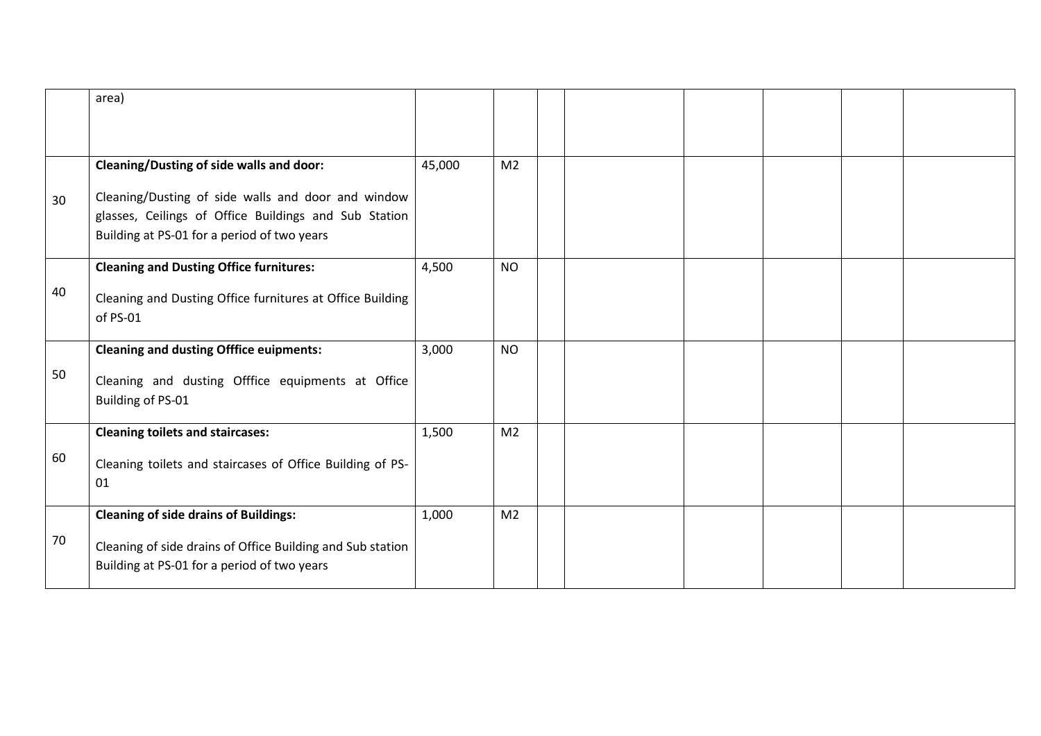|  |  |  |  |  |  |  |  |  |  |
|---|---|---|---|---|---|---|---|---|---|
|  | area) |  |  |  |  |  |  |  |  |
| 30 | **Cleaning/Dusting of side walls and door:**<br><br>Cleaning/Dusting of side walls and door and window glasses, Ceilings of Office Buildings and Sub Station Building at PS-01 for a period of two years | 45,000 | M2 |  |  |  |  |  |  |
| 40 | **Cleaning and Dusting Office furnitures:**<br><br>Cleaning and Dusting Office furnitures at Office Building of PS-01 | 4,500 | NO |  |  |  |  |  |  |
| 50 | **Cleaning and dusting Offfice euipments:**<br><br>Cleaning and dusting Offfice equipments at Office Building of PS-01 | 3,000 | NO |  |  |  |  |  |  |
| 60 | **Cleaning toilets and staircases:**<br><br>Cleaning toilets and staircases of Office Building of PS-01 | 1,500 | M2 |  |  |  |  |  |  |
| 70 | **Cleaning of side drains of Buildings:**<br><br>Cleaning of side drains of Office Building and Sub station Building at PS-01 for a period of two years | 1,000 | M2 |  |  |  |  |  |  |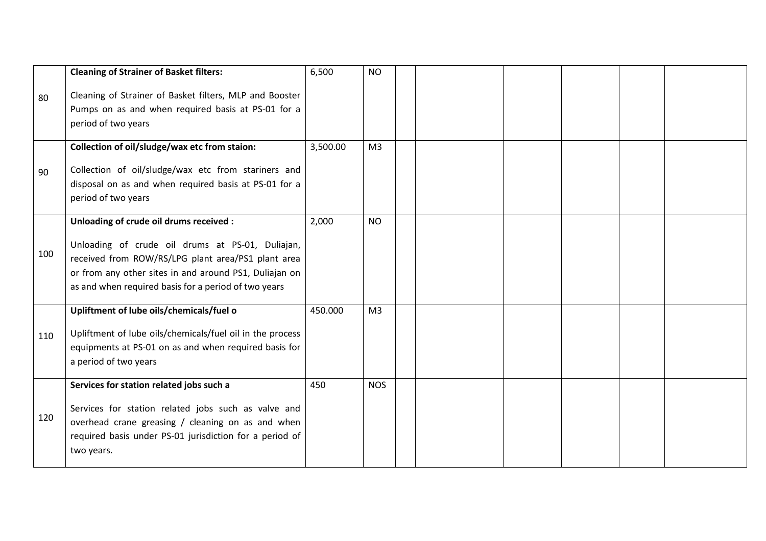| | | | | | | | | | |
|---|---|---|---|---|---|---|---|---|---|
| 80 | **Cleaning of Strainer of Basket filters:**<br><br>Cleaning of Strainer of Basket filters, MLP and Booster Pumps on as and when required basis at PS-01 for a period of two years | 6,500 | NO | | | | | | |
| 90 | **Collection of oil/sludge/wax etc from staion:**<br><br>Collection of oil/sludge/wax etc from stariners and disposal on as and when required basis at PS-01 for a period of two years | 3,500.00 | M3 | | | | | | |
| 100 | **Unloading of crude oil drums received :**<br><br>Unloading of crude oil drums at PS-01, Duliajan, received from ROW/RS/LPG plant area/PS1 plant area or from any other sites in and around PS1, Duliajan on as and when required basis for a period of two years | 2,000 | NO | | | | | | |
| 110 | **Upliftment of lube oils/chemicals/fuel o**<br><br>Upliftment of lube oils/chemicals/fuel oil in the process equipments at PS-01 on as and when required basis for a period of two years | 450.000 | M3 | | | | | | |
| 120 | **Services for station related jobs such a**<br><br>Services for station related jobs such as valve and overhead crane greasing / cleaning on as and when required basis under PS-01 jurisdiction for a period of two years. | 450 | NOS | | | | | | |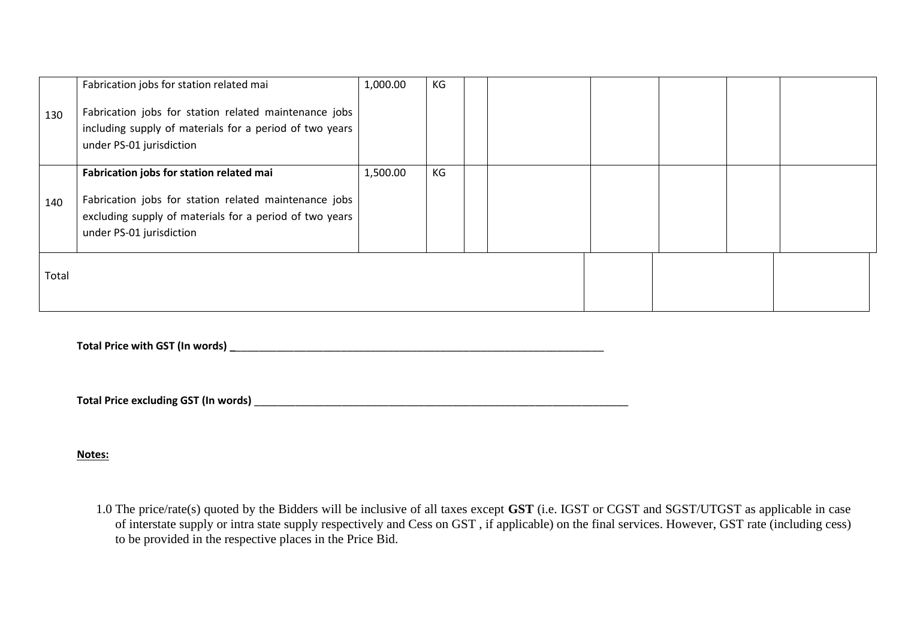| | | | | | | | | | |
|---|---|---|---|---|---|---|---|---|---|
| 130 | Fabrication jobs for station related mai<br><br>Fabrication jobs for station related maintenance jobs including supply of materials for a period of two years under PS-01 jurisdiction | 1,000.00 | KG | | | | | | |
| 140 | **Fabrication jobs for station related mai**<br><br>Fabrication jobs for station related maintenance jobs excluding supply of materials for a period of two years under PS-01 jurisdiction | 1,500.00 | KG | | | | | | |
| Total | | | | | | | | | |

**Total Price with GST (In words) \_\_\_\_\_\_\_\_\_\_\_\_\_\_\_\_\_\_\_\_\_\_\_\_\_\_\_\_\_\_\_\_\_\_\_\_\_\_\_\_\_\_\_\_\_\_\_\_\_\_\_\_\_\_\_\_\_\_\_\_\_\_\_\_**

**Total Price excluding GST (In words)** \_\_\_\_\_\_\_\_\_\_\_\_\_\_\_\_\_\_\_\_\_\_\_\_\_\_\_\_\_\_\_\_\_\_\_\_\_\_\_\_\_\_\_\_\_\_\_\_\_\_\_\_\_\_\_\_\_\_\_\_\_\_\_\_

**Notes:**

1.0 The price/rate(s) quoted by the Bidders will be inclusive of all taxes except **GST** (i.e. IGST or CGST and SGST/UTGST as applicable in case of interstate supply or intra state supply respectively and Cess on GST , if applicable) on the final services. However, GST rate (including cess) to be provided in the respective places in the Price Bid.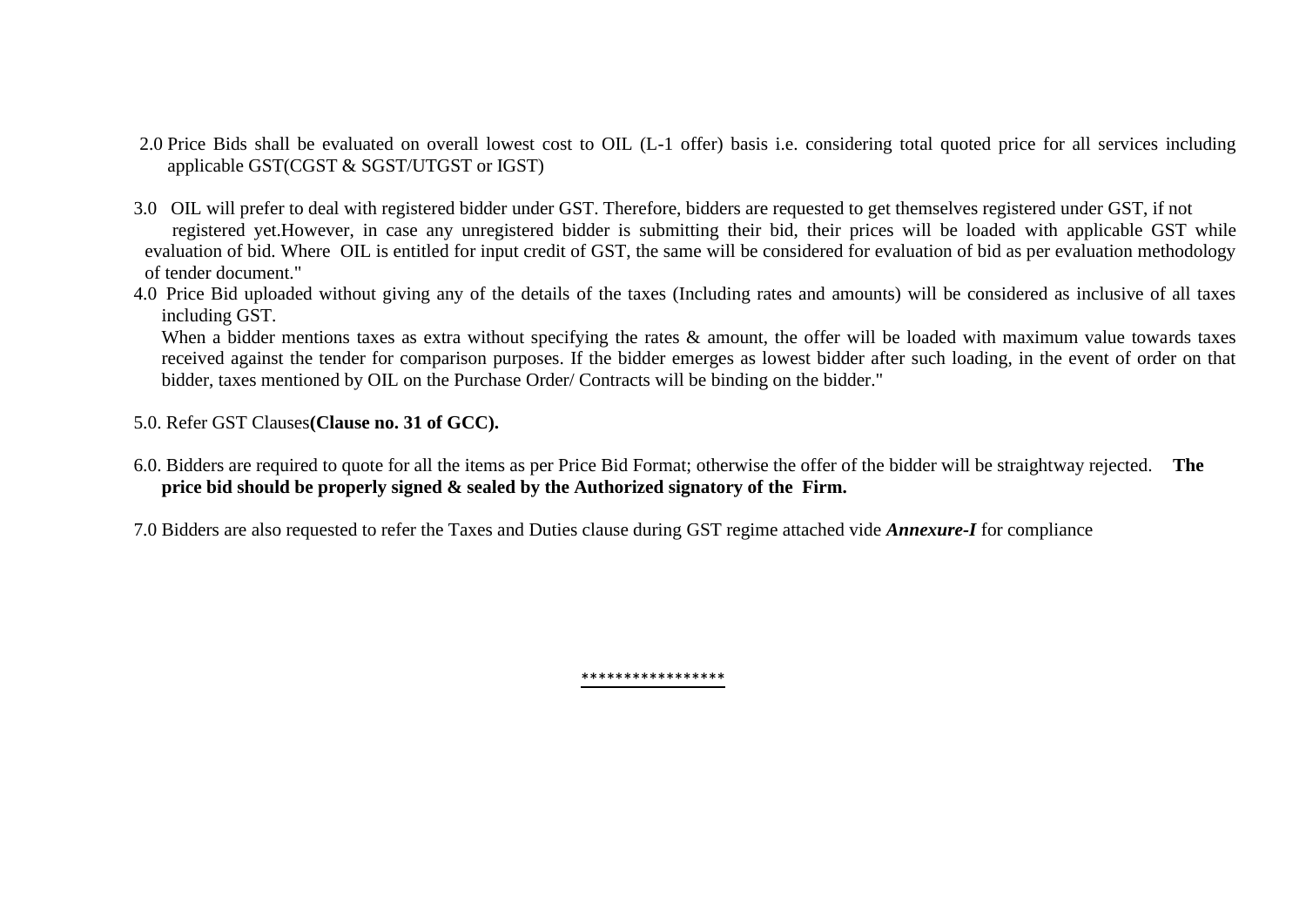2.0 Price Bids shall be evaluated on overall lowest cost to OIL (L-1 offer) basis i.e. considering total quoted price for all services including applicable GST(CGST & SGST/UTGST or IGST)

3.0 OIL will prefer to deal with registered bidder under GST. Therefore, bidders are requested to get themselves registered under GST, if not registered yet.However, in case any unregistered bidder is submitting their bid, their prices will be loaded with applicable GST while evaluation of bid. Where OIL is entitled for input credit of GST, the same will be considered for evaluation of bid as per evaluation methodology of tender document."

4.0 Price Bid uploaded without giving any of the details of the taxes (Including rates and amounts) will be considered as inclusive of all taxes including GST.
When a bidder mentions taxes as extra without specifying the rates & amount, the offer will be loaded with maximum value towards taxes received against the tender for comparison purposes. If the bidder emerges as lowest bidder after such loading, in the event of order on that bidder, taxes mentioned by OIL on the Purchase Order/ Contracts will be binding on the bidder."

5.0. Refer GST Clauses**(Clause no. 31 of GCC).**

6.0. Bidders are required to quote for all the items as per Price Bid Format; otherwise the offer of the bidder will be straightway rejected. **The price bid should be properly signed & sealed by the Authorized signatory of the Firm.**

7.0 Bidders are also requested to refer the Taxes and Duties clause during GST regime attached vide ***Annexure-I*** for compliance

*****************